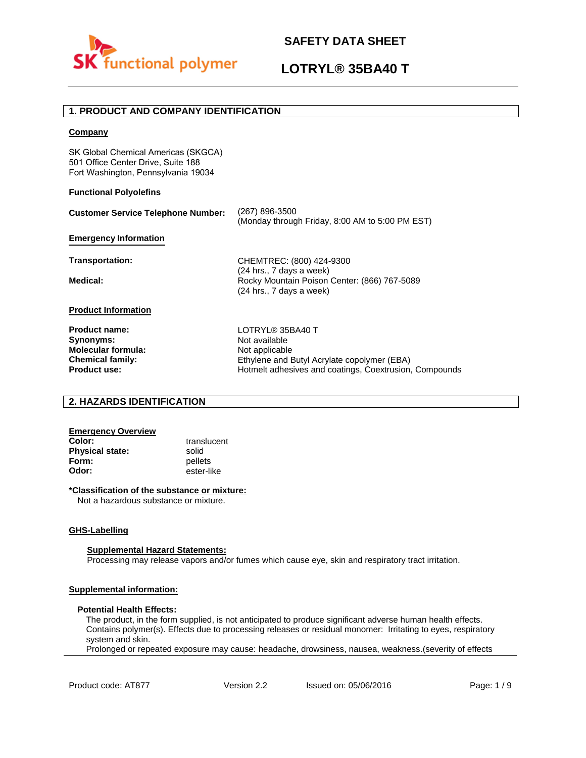# SAFETY DATA SHEET

# LOTRYL® 35BA40 T

## 1. PRODUCT AND COMPANY IDENTIFICATION

**Company**

SK Global Chemical Americas (SKGCA)
501 Office Center Drive, Suite 188
Fort Washington, Pennsylvania 19034

**Functional Polyolefins**

**Customer Service Telephone Number:** (267) 896-3500
(Monday through Friday, 8:00 AM to 5:00 PM EST)

**Emergency Information**

**Transportation:** CHEMTREC: (800) 424-9300
(24 hrs., 7 days a week)

**Medical:** Rocky Mountain Poison Center: (866) 767-5089
(24 hrs., 7 days a week)

**Product Information**

| | |
|---|---|
| **Product name:** | LOTRYL® 35BA40 T |
| **Synonyms:** | Not available |
| **Molecular formula:** | Not applicable |
| **Chemical family:** | Ethylene and Butyl Acrylate copolymer (EBA) |
| **Product use:** | Hotmelt adhesives and coatings, Coextrusion, Compounds |

## 2. HAZARDS IDENTIFICATION

**Emergency Overview**

| | |
|---|---|
| **Color:** | translucent |
| **Physical state:** | solid |
| **Form:** | pellets |
| **Odor:** | ester-like |

**\*Classification of the substance or mixture:**

Not a hazardous substance or mixture.

**GHS-Labelling**

**Supplemental Hazard Statements:**

Processing may release vapors and/or fumes which cause eye, skin and respiratory tract irritation.

**Supplemental information:**

**Potential Health Effects:**

The product, in the form supplied, is not anticipated to produce significant adverse human health effects. Contains polymer(s). Effects due to processing releases or residual monomer: Irritating to eyes, respiratory system and skin.
Prolonged or repeated exposure may cause: headache, drowsiness, nausea, weakness.(severity of effects

Product code: AT877 Version 2.2 Issued on: 05/06/2016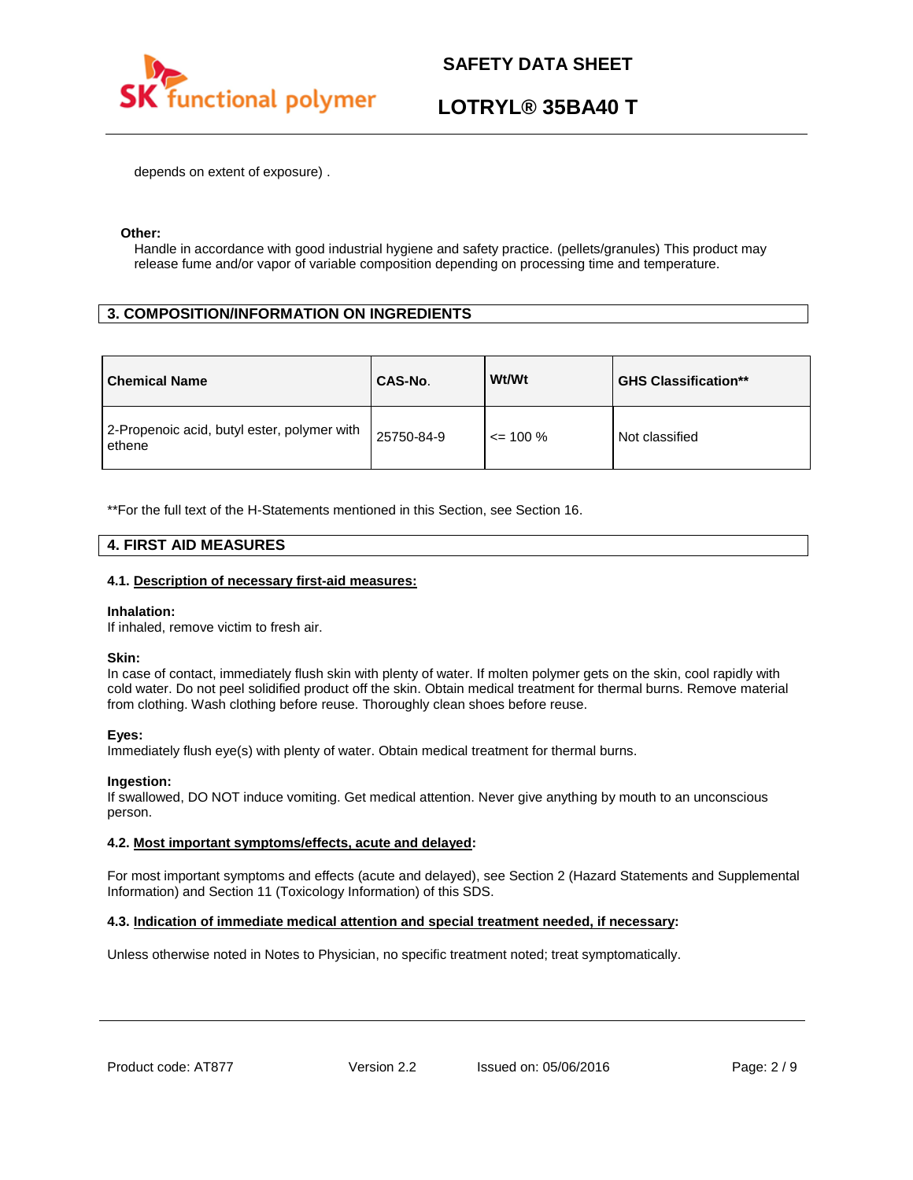depends on extent of exposure) .

**Other:**

Handle in accordance with good industrial hygiene and safety practice. (pellets/granules) This product may release fume and/or vapor of variable composition depending on processing time and temperature.

## 3. COMPOSITION/INFORMATION ON INGREDIENTS

| Chemical Name | CAS-No. | Wt/Wt | GHS Classification** |
|---|---|---|---|
| 2-Propenoic acid, butyl ester, polymer with ethene | 25750-84-9 | <= 100 % | Not classified |

**For the full text of the H-Statements mentioned in this Section, see Section 16.

## 4. FIRST AID MEASURES

### 4.1. Description of necessary first-aid measures:

**Inhalation:**

If inhaled, remove victim to fresh air.

**Skin:**

In case of contact, immediately flush skin with plenty of water. If molten polymer gets on the skin, cool rapidly with cold water. Do not peel solidified product off the skin. Obtain medical treatment for thermal burns. Remove material from clothing. Wash clothing before reuse. Thoroughly clean shoes before reuse.

**Eyes:**

Immediately flush eye(s) with plenty of water. Obtain medical treatment for thermal burns.

**Ingestion:**

If swallowed, DO NOT induce vomiting. Get medical attention. Never give anything by mouth to an unconscious person.

### 4.2. Most important symptoms/effects, acute and delayed:

For most important symptoms and effects (acute and delayed), see Section 2 (Hazard Statements and Supplemental Information) and Section 11 (Toxicology Information) of this SDS.

### 4.3. Indication of immediate medical attention and special treatment needed, if necessary:

Unless otherwise noted in Notes to Physician, no specific treatment noted; treat symptomatically.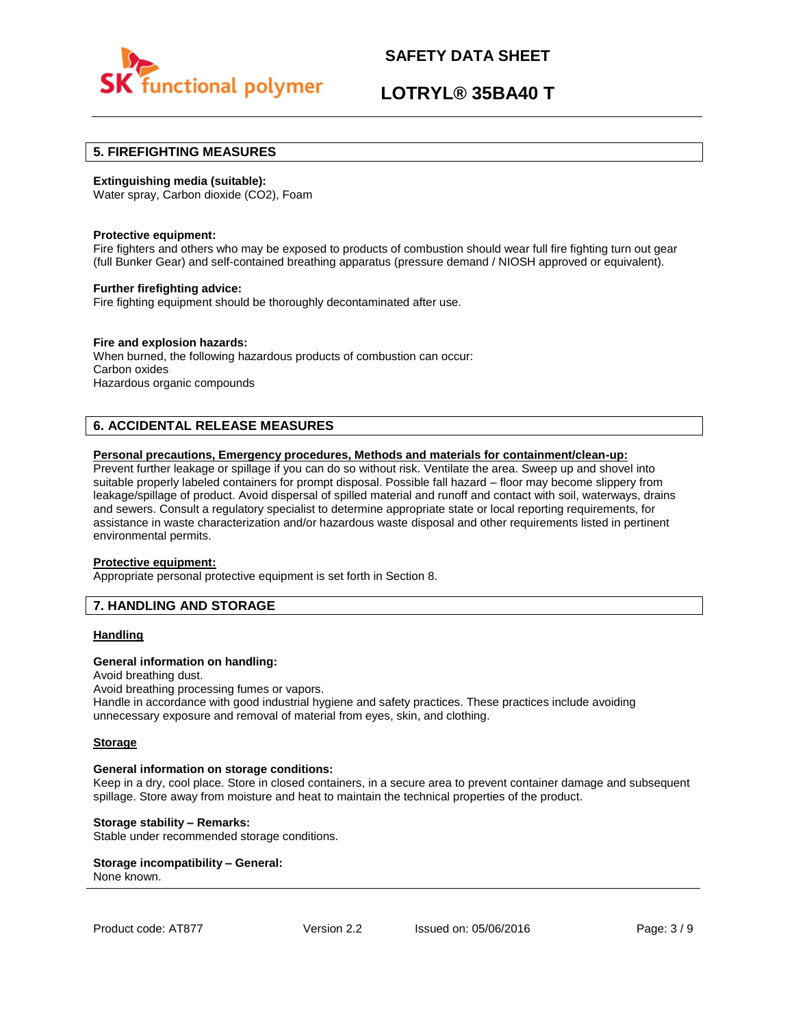## 5. FIREFIGHTING MEASURES

**Extinguishing media (suitable):**
Water spray, Carbon dioxide ($CO_2$), Foam

**Protective equipment:**
Fire fighters and others who may be exposed to products of combustion should wear full fire fighting turn out gear (full Bunker Gear) and self-contained breathing apparatus (pressure demand / NIOSH approved or equivalent).

**Further firefighting advice:**
Fire fighting equipment should be thoroughly decontaminated after use.

**Fire and explosion hazards:**
When burned, the following hazardous products of combustion can occur:
Carbon oxides
Hazardous organic compounds

## 6. ACCIDENTAL RELEASE MEASURES

**Personal precautions, Emergency procedures, Methods and materials for containment/clean-up:**
Prevent further leakage or spillage if you can do so without risk. Ventilate the area. Sweep up and shovel into suitable properly labeled containers for prompt disposal. Possible fall hazard – floor may become slippery from leakage/spillage of product. Avoid dispersal of spilled material and runoff and contact with soil, waterways, drains and sewers. Consult a regulatory specialist to determine appropriate state or local reporting requirements, for assistance in waste characterization and/or hazardous waste disposal and other requirements listed in pertinent environmental permits.

**Protective equipment:**
Appropriate personal protective equipment is set forth in Section 8.

## 7. HANDLING AND STORAGE

### Handling

**General information on handling:**
Avoid breathing dust.
Avoid breathing processing fumes or vapors.
Handle in accordance with good industrial hygiene and safety practices. These practices include avoiding unnecessary exposure and removal of material from eyes, skin, and clothing.

### Storage

**General information on storage conditions:**
Keep in a dry, cool place. Store in closed containers, in a secure area to prevent container damage and subsequent spillage. Store away from moisture and heat to maintain the technical properties of the product.

**Storage stability – Remarks:**
Stable under recommended storage conditions.

**Storage incompatibility – General:**
None known.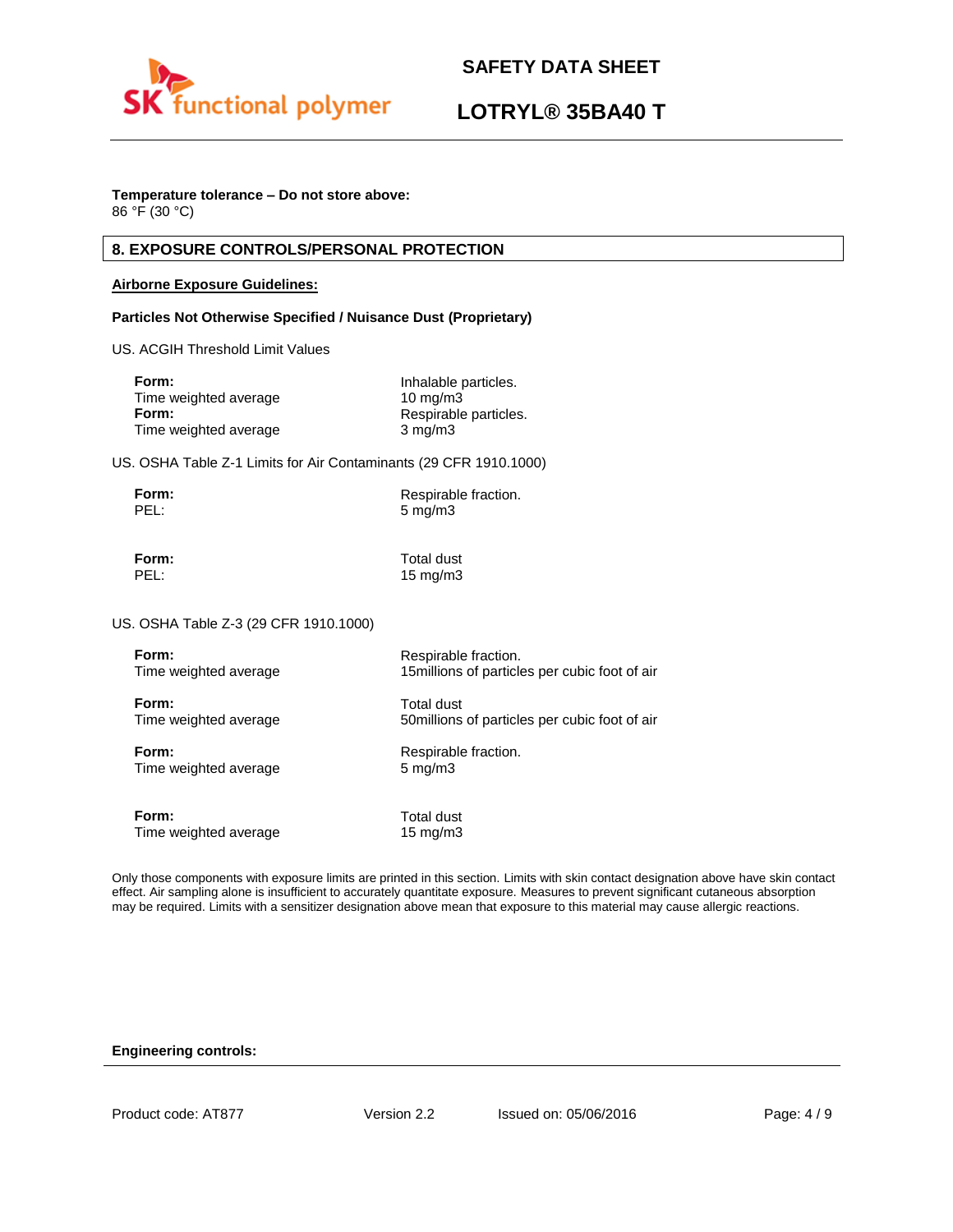**Temperature tolerance – Do not store above:**
86 °F (30 °C)

## 8. EXPOSURE CONTROLS/PERSONAL PROTECTION

**Airborne Exposure Guidelines:**

**Particles Not Otherwise Specified / Nuisance Dust (Proprietary)**

US. ACGIH Threshold Limit Values

| | |
|---|---|
| **Form:** | Inhalable particles. |
| Time weighted average | 10 mg/m3 |
| **Form:** | Respirable particles. |
| Time weighted average | 3 mg/m3 |

US. OSHA Table Z-1 Limits for Air Contaminants (29 CFR 1910.1000)

| | |
|---|---|
| **Form:** | Respirable fraction. |
| PEL: | 5 mg/m3 |
| **Form:** | Total dust |
| PEL: | 15 mg/m3 |

US. OSHA Table Z-3 (29 CFR 1910.1000)

| | |
|---|---|
| **Form:** | Respirable fraction. |
| Time weighted average | 15millions of particles per cubic foot of air |
| **Form:** | Total dust |
| Time weighted average | 50millions of particles per cubic foot of air |
| **Form:** | Respirable fraction. |
| Time weighted average | 5 mg/m3 |
| **Form:** | Total dust |
| Time weighted average | 15 mg/m3 |

Only those components with exposure limits are printed in this section. Limits with skin contact designation above have skin contact effect. Air sampling alone is insufficient to accurately quantitate exposure. Measures to prevent significant cutaneous absorption may be required. Limits with a sensitizer designation above mean that exposure to this material may cause allergic reactions.

**Engineering controls:**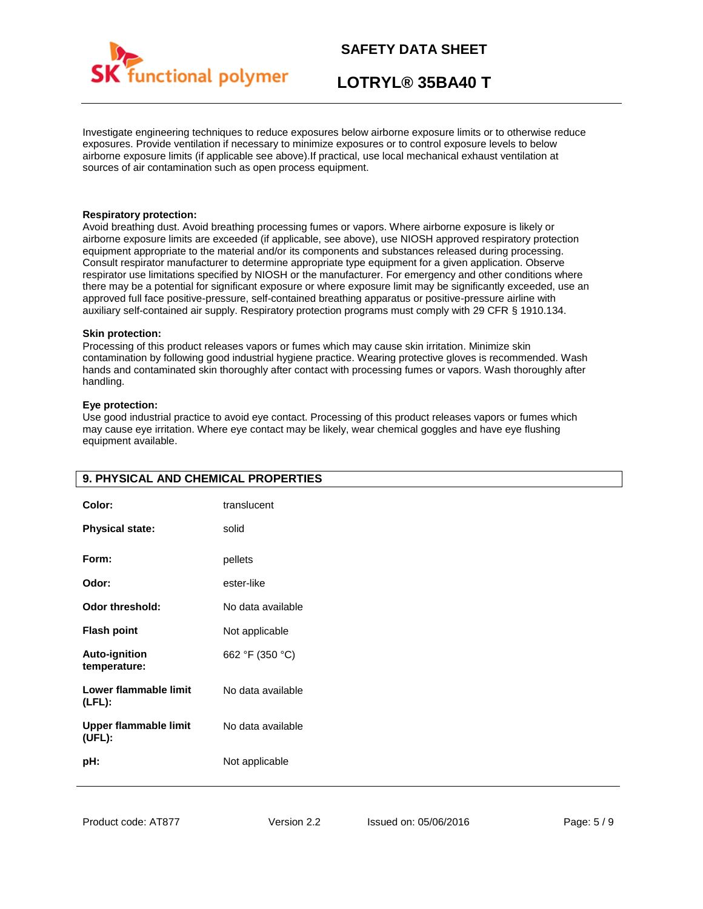Investigate engineering techniques to reduce exposures below airborne exposure limits or to otherwise reduce exposures. Provide ventilation if necessary to minimize exposures or to control exposure levels to below airborne exposure limits (if applicable see above).If practical, use local mechanical exhaust ventilation at sources of air contamination such as open process equipment.

**Respiratory protection:**
Avoid breathing dust. Avoid breathing processing fumes or vapors. Where airborne exposure is likely or airborne exposure limits are exceeded (if applicable, see above), use NIOSH approved respiratory protection equipment appropriate to the material and/or its components and substances released during processing. Consult respirator manufacturer to determine appropriate type equipment for a given application. Observe respirator use limitations specified by NIOSH or the manufacturer. For emergency and other conditions where there may be a potential for significant exposure or where exposure limit may be significantly exceeded, use an approved full face positive-pressure, self-contained breathing apparatus or positive-pressure airline with auxiliary self-contained air supply. Respiratory protection programs must comply with 29 CFR § 1910.134.

**Skin protection:**
Processing of this product releases vapors or fumes which may cause skin irritation. Minimize skin contamination by following good industrial hygiene practice. Wearing protective gloves is recommended. Wash hands and contaminated skin thoroughly after contact with processing fumes or vapors. Wash thoroughly after handling.

**Eye protection:**
Use good industrial practice to avoid eye contact. Processing of this product releases vapors or fumes which may cause eye irritation. Where eye contact may be likely, wear chemical goggles and have eye flushing equipment available.

## 9. PHYSICAL AND CHEMICAL PROPERTIES

| | |
|---|---|
| **Color:** | translucent |
| **Physical state:** | solid |
| **Form:** | pellets |
| **Odor:** | ester-like |
| **Odor threshold:** | No data available |
| **Flash point** | Not applicable |
| **Auto-ignition temperature:** | 662 °F (350 °C) |
| **Lower flammable limit (LFL):** | No data available |
| **Upper flammable limit (UFL):** | No data available |
| **pH:** | Not applicable |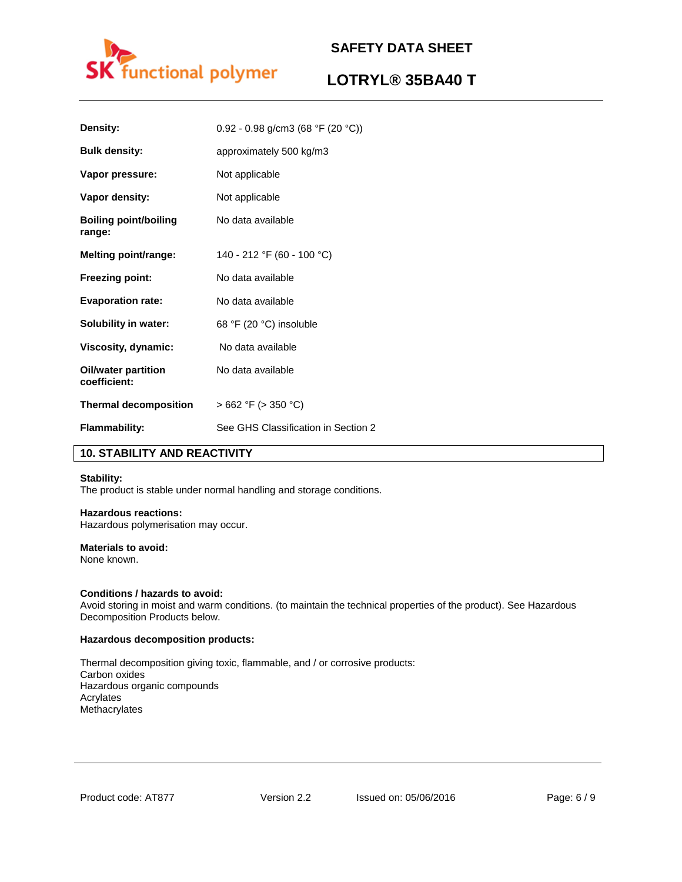| | |
|---|---|
| **Density:** | 0.92 - 0.98 g/cm3 (68 °F (20 °C)) |
| **Bulk density:** | approximately 500 kg/m3 |
| **Vapor pressure:** | Not applicable |
| **Vapor density:** | Not applicable |
| **Boiling point/boiling range:** | No data available |
| **Melting point/range:** | 140 - 212 °F (60 - 100 °C) |
| **Freezing point:** | No data available |
| **Evaporation rate:** | No data available |
| **Solubility in water:** | 68 °F (20 °C) insoluble |
| **Viscosity, dynamic:** | No data available |
| **Oil/water partition coefficient:** | No data available |
| **Thermal decomposition** | > 662 °F (> 350 °C) |
| **Flammability:** | See GHS Classification in Section 2 |

## 10. STABILITY AND REACTIVITY

**Stability:**
The product is stable under normal handling and storage conditions.

**Hazardous reactions:**
Hazardous polymerisation may occur.

**Materials to avoid:**
None known.

**Conditions / hazards to avoid:**
Avoid storing in moist and warm conditions. (to maintain the technical properties of the product). See Hazardous Decomposition Products below.

**Hazardous decomposition products:**

Thermal decomposition giving toxic, flammable, and / or corrosive products:
Carbon oxides
Hazardous organic compounds
Acrylates
Methacrylates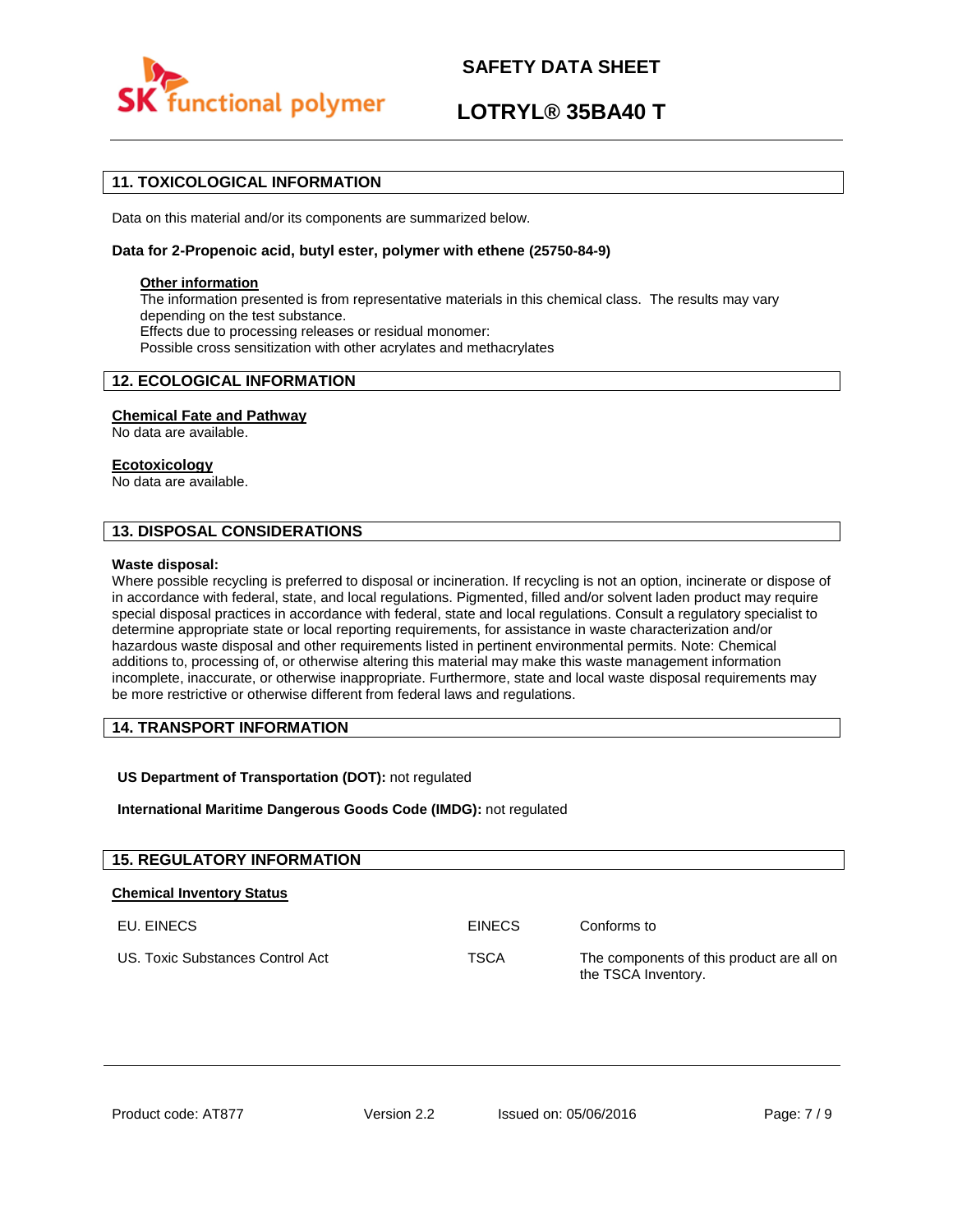## 11. TOXICOLOGICAL INFORMATION

Data on this material and/or its components are summarized below.

**Data for 2-Propenoic acid, butyl ester, polymer with ethene (25750-84-9)**

**Other information**
The information presented is from representative materials in this chemical class. The results may vary depending on the test substance.
Effects due to processing releases or residual monomer:
Possible cross sensitization with other acrylates and methacrylates

## 12. ECOLOGICAL INFORMATION

**Chemical Fate and Pathway**
No data are available.

**Ecotoxicology**
No data are available.

## 13. DISPOSAL CONSIDERATIONS

**Waste disposal:**
Where possible recycling is preferred to disposal or incineration. If recycling is not an option, incinerate or dispose of in accordance with federal, state, and local regulations. Pigmented, filled and/or solvent laden product may require special disposal practices in accordance with federal, state and local regulations. Consult a regulatory specialist to determine appropriate state or local reporting requirements, for assistance in waste characterization and/or hazardous waste disposal and other requirements listed in pertinent environmental permits. Note: Chemical additions to, processing of, or otherwise altering this material may make this waste management information incomplete, inaccurate, or otherwise inappropriate. Furthermore, state and local waste disposal requirements may be more restrictive or otherwise different from federal laws and regulations.

## 14. TRANSPORT INFORMATION

**US Department of Transportation (DOT):** not regulated

**International Maritime Dangerous Goods Code (IMDG):** not regulated

## 15. REGULATORY INFORMATION

**Chemical Inventory Status**

| | | |
|---|---|---|
| EU. EINECS | EINECS | Conforms to |
| US. Toxic Substances Control Act | TSCA | The components of this product are all on the TSCA Inventory. |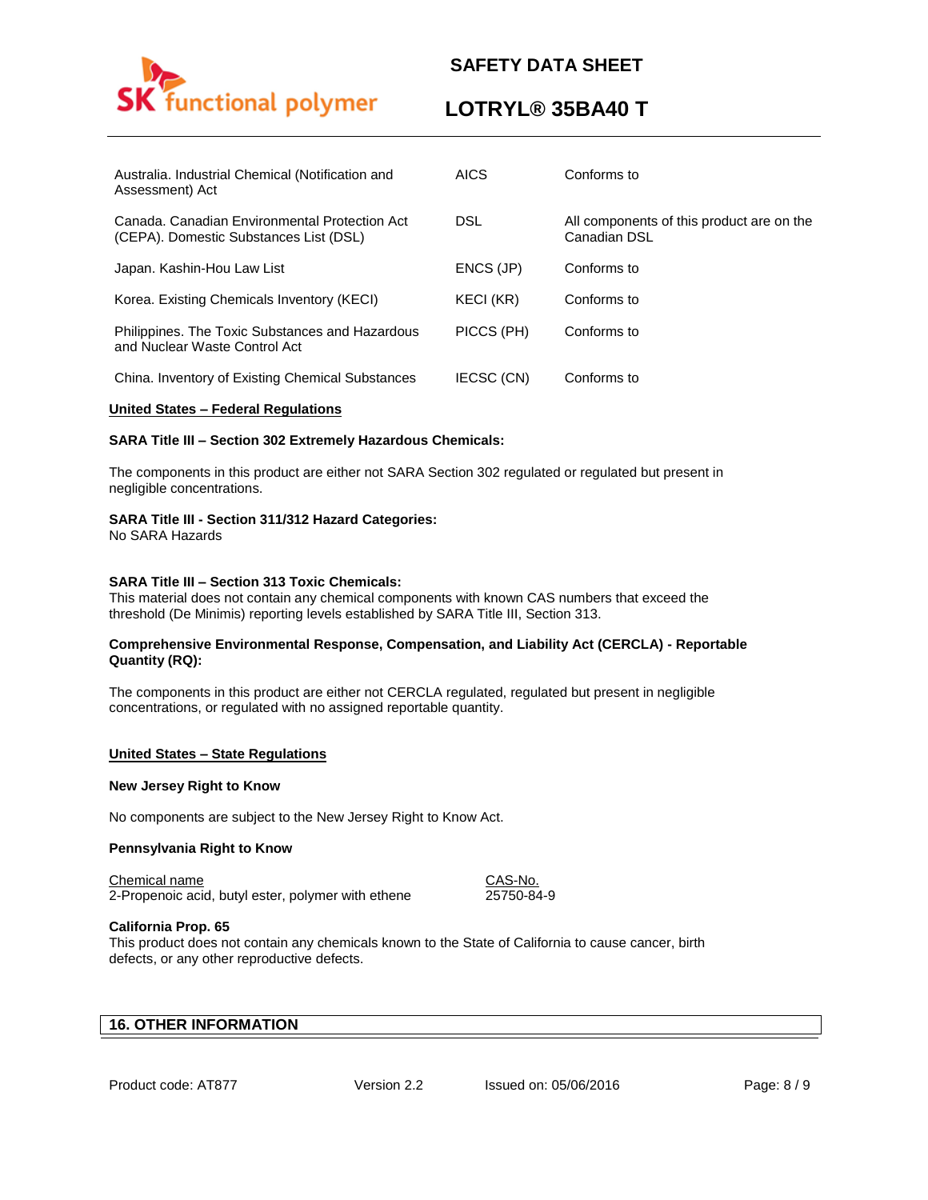| | | |
|---|---|---|
| Australia. Industrial Chemical (Notification and Assessment) Act | AICS | Conforms to |
| Canada. Canadian Environmental Protection Act (CEPA). Domestic Substances List (DSL) | DSL | All components of this product are on the Canadian DSL |
| Japan. Kashin-Hou Law List | ENCS (JP) | Conforms to |
| Korea. Existing Chemicals Inventory (KECI) | KECI (KR) | Conforms to |
| Philippines. The Toxic Substances and Hazardous and Nuclear Waste Control Act | PICCS (PH) | Conforms to |
| China. Inventory of Existing Chemical Substances | IECSC (CN) | Conforms to |

**United States – Federal Regulations**

**SARA Title III – Section 302 Extremely Hazardous Chemicals:**

The components in this product are either not SARA Section 302 regulated or regulated but present in negligible concentrations.

**SARA Title III - Section 311/312 Hazard Categories:**
No SARA Hazards

**SARA Title III – Section 313 Toxic Chemicals:**
This material does not contain any chemical components with known CAS numbers that exceed the threshold (De Minimis) reporting levels established by SARA Title III, Section 313.

**Comprehensive Environmental Response, Compensation, and Liability Act (CERCLA) - Reportable Quantity (RQ):**

The components in this product are either not CERCLA regulated, regulated but present in negligible concentrations, or regulated with no assigned reportable quantity.

**United States – State Regulations**

**New Jersey Right to Know**

No components are subject to the New Jersey Right to Know Act.

**Pennsylvania Right to Know**

| Chemical name | CAS-No. |
|---|---|
| 2-Propenoic acid, butyl ester, polymer with ethene | 25750-84-9 |

**California Prop. 65**
This product does not contain any chemicals known to the State of California to cause cancer, birth defects, or any other reproductive defects.

## 16. OTHER INFORMATION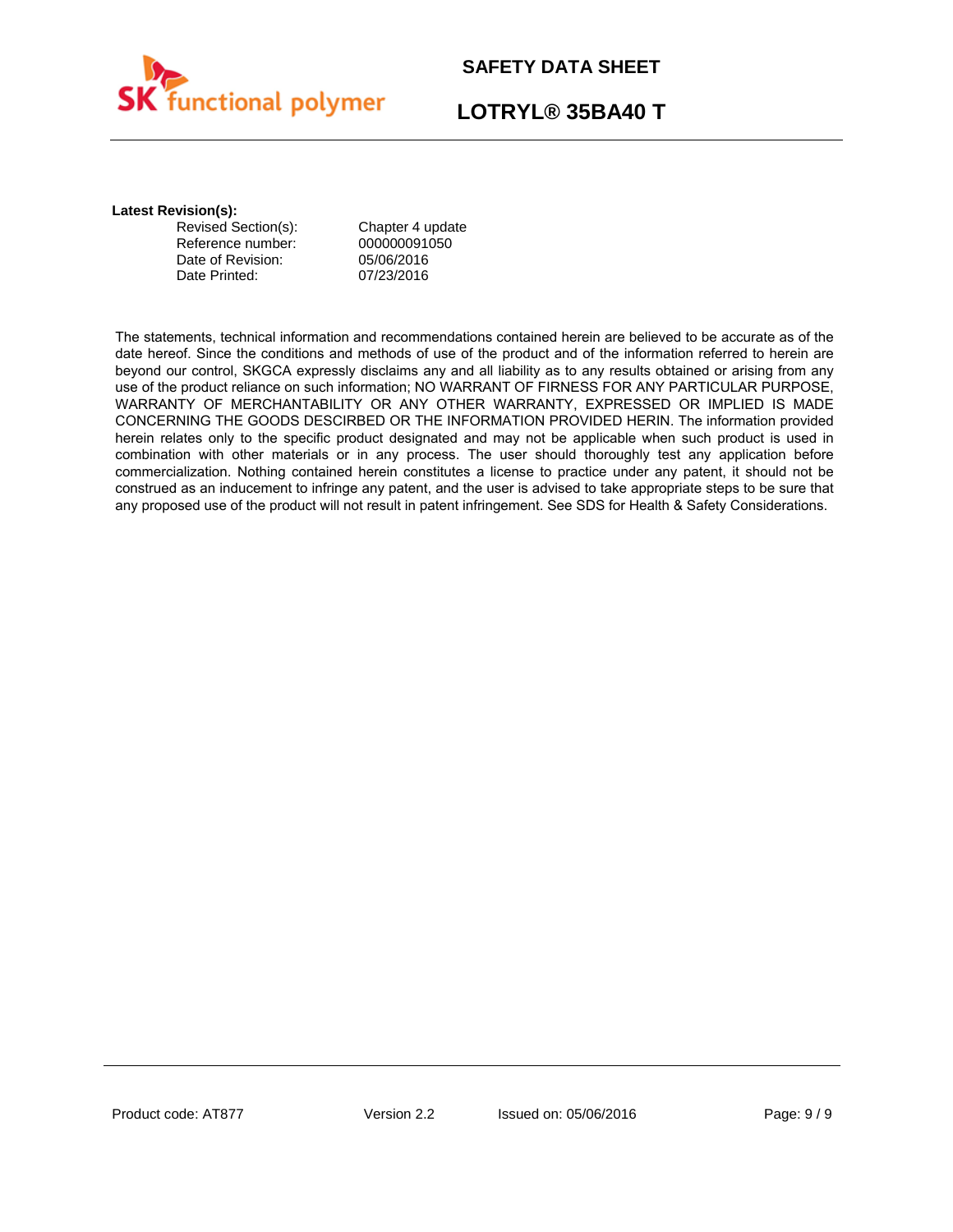**Latest Revision(s):**

| | |
|---|---|
| Revised Section(s): | Chapter 4 update |
| Reference number: | 000000091050 |
| Date of Revision: | 05/06/2016 |
| Date Printed: | 07/23/2016 |

The statements, technical information and recommendations contained herein are believed to be accurate as of the date hereof. Since the conditions and methods of use of the product and of the information referred to herein are beyond our control, SKGCA expressly disclaims any and all liability as to any results obtained or arising from any use of the product reliance on such information; NO WARRANT OF FIRNESS FOR ANY PARTICULAR PURPOSE, WARRANTY OF MERCHANTABILITY OR ANY OTHER WARRANTY, EXPRESSED OR IMPLIED IS MADE CONCERNING THE GOODS DESCIRBED OR THE INFORMATION PROVIDED HERIN. The information provided herein relates only to the specific product designated and may not be applicable when such product is used in combination with other materials or in any process. The user should thoroughly test any application before commercialization. Nothing contained herein constitutes a license to practice under any patent, it should not be construed as an inducement to infringe any patent, and the user is advised to take appropriate steps to be sure that any proposed use of the product will not result in patent infringement. See SDS for Health & Safety Considerations.